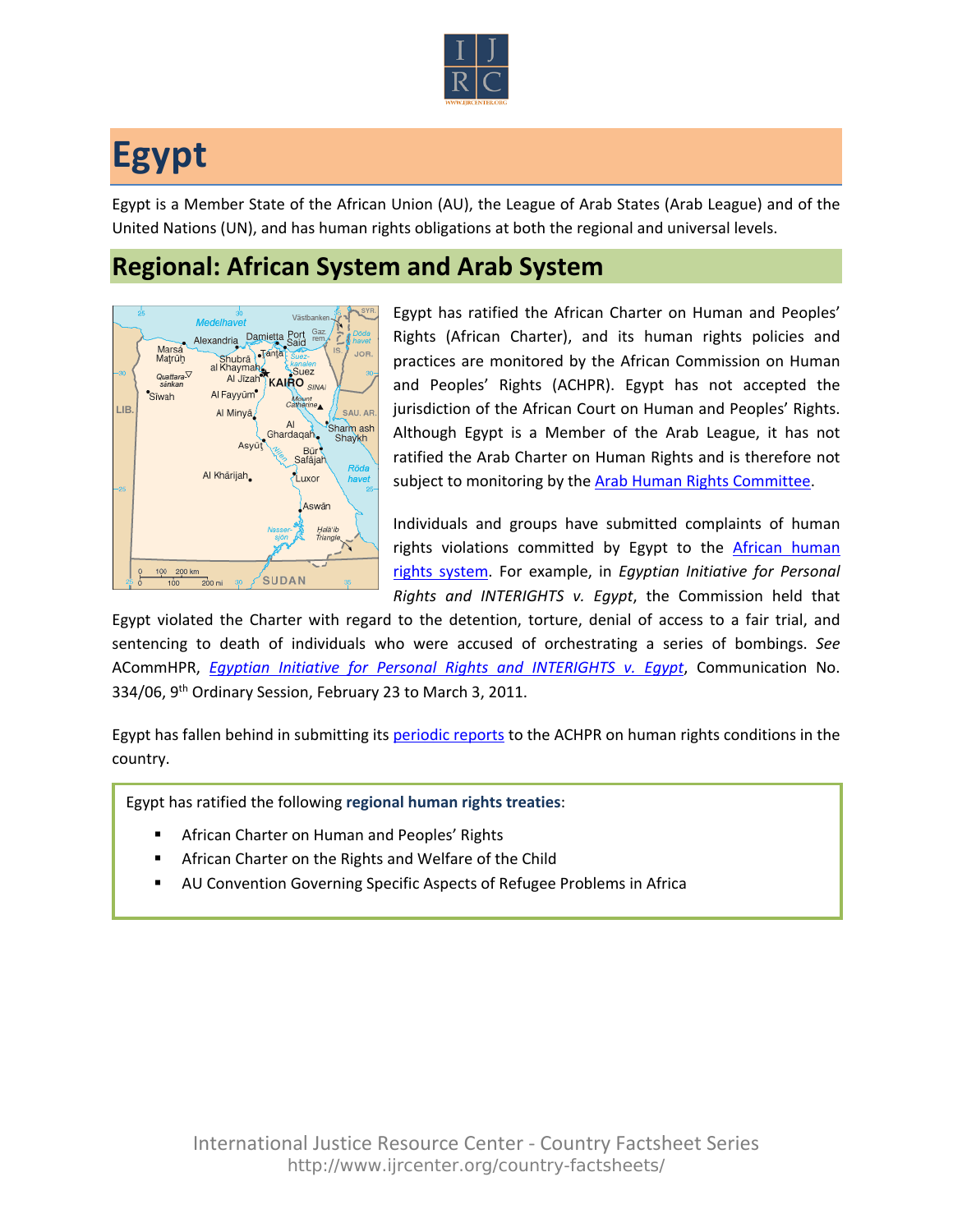# Egypt

Egypt is a Member State of the African Union (AU), the League of Arab States (Arab League) and of the United Nations (UN), and has human rights obligations at both the regional and universal levels.

## Regional: African System and Arab System

Egypt has ratified the African Charter on Human and Peoples' Rights (African Charter), and its human rights policies and practices are monitored by the African Commission on Human and Peoples' Rights (ACHPR). Egypt has not accepted the jurisdiction of the African Court on Human and Peoples' Rights. Although Egypt is a Member of the Arab League, it has not ratified the Arab Charter on Human Rights and is therefore not subject to monitoring by the Arab Human Rights Committee.

Individuals and groups have submitted complaints of human rights violations committed by Egypt to the African human rights system. For example, in *Egyptian Initiative for Personal Rights and INTERIGHTS v. Egypt*, the Commission held that Egypt violated the Charter with regard to the detention, torture, denial of access to a fair trial, and sentencing to death of individuals who were accused of orchestrating a series of bombings. *See* ACommHPR, *Egyptian Initiative for Personal Rights and INTERIGHTS v. Egypt*, Communication No. 334/06, 9th Ordinary Session, February 23 to March 3, 2011.

Egypt has fallen behind in submitting its periodic reports to the ACHPR on human rights conditions in the country.

Egypt has ratified the following **regional human rights treaties**:

- African Charter on Human and Peoples' Rights
- African Charter on the Rights and Welfare of the Child
- AU Convention Governing Specific Aspects of Refugee Problems in Africa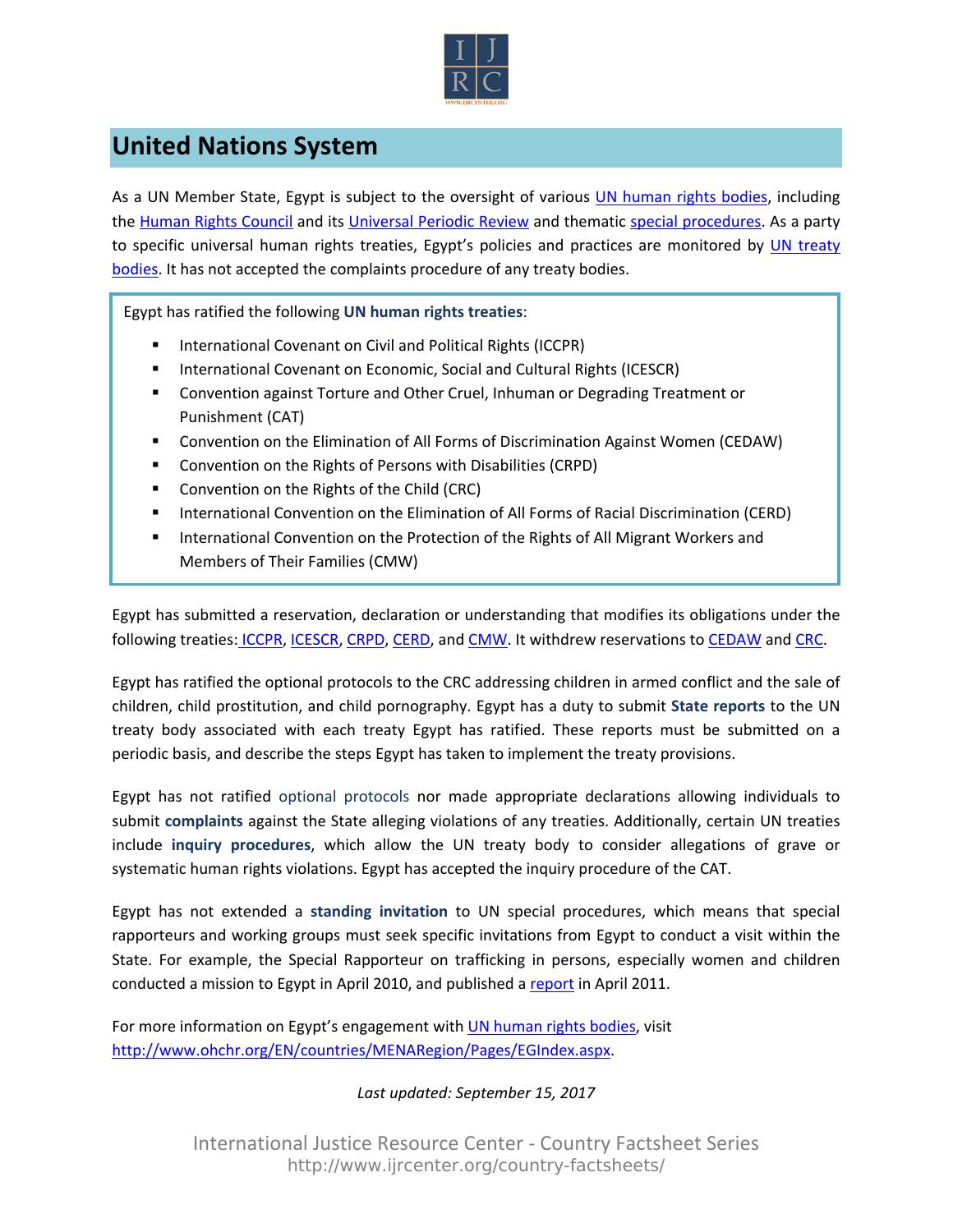## United Nations System

As a UN Member State, Egypt is subject to the oversight of various UN human rights bodies, including the Human Rights Council and its Universal Periodic Review and thematic special procedures. As a party to specific universal human rights treaties, Egypt's policies and practices are monitored by UN treaty bodies. It has not accepted the complaints procedure of any treaty bodies.

Egypt has ratified the following **UN human rights treaties**:

- International Covenant on Civil and Political Rights (ICCPR)
- International Covenant on Economic, Social and Cultural Rights (ICESCR)
- Convention against Torture and Other Cruel, Inhuman or Degrading Treatment or Punishment (CAT)
- Convention on the Elimination of All Forms of Discrimination Against Women (CEDAW)
- Convention on the Rights of Persons with Disabilities (CRPD)
- Convention on the Rights of the Child (CRC)
- International Convention on the Elimination of All Forms of Racial Discrimination (CERD)
- International Convention on the Protection of the Rights of All Migrant Workers and Members of Their Families (CMW)

Egypt has submitted a reservation, declaration or understanding that modifies its obligations under the following treaties: ICCPR, ICESCR, CRPD, CERD, and CMW. It withdrew reservations to CEDAW and CRC.

Egypt has ratified the optional protocols to the CRC addressing children in armed conflict and the sale of children, child prostitution, and child pornography. Egypt has a duty to submit **State reports** to the UN treaty body associated with each treaty Egypt has ratified. These reports must be submitted on a periodic basis, and describe the steps Egypt has taken to implement the treaty provisions.

Egypt has not ratified optional protocols nor made appropriate declarations allowing individuals to submit **complaints** against the State alleging violations of any treaties. Additionally, certain UN treaties include **inquiry procedures**, which allow the UN treaty body to consider allegations of grave or systematic human rights violations. Egypt has accepted the inquiry procedure of the CAT.

Egypt has not extended a **standing invitation** to UN special procedures, which means that special rapporteurs and working groups must seek specific invitations from Egypt to conduct a visit within the State. For example, the Special Rapporteur on trafficking in persons, especially women and children conducted a mission to Egypt in April 2010, and published a report in April 2011.

For more information on Egypt's engagement with UN human rights bodies, visit http://www.ohchr.org/EN/countries/MENARegion/Pages/EGIndex.aspx.

*Last updated: September 15, 2017*